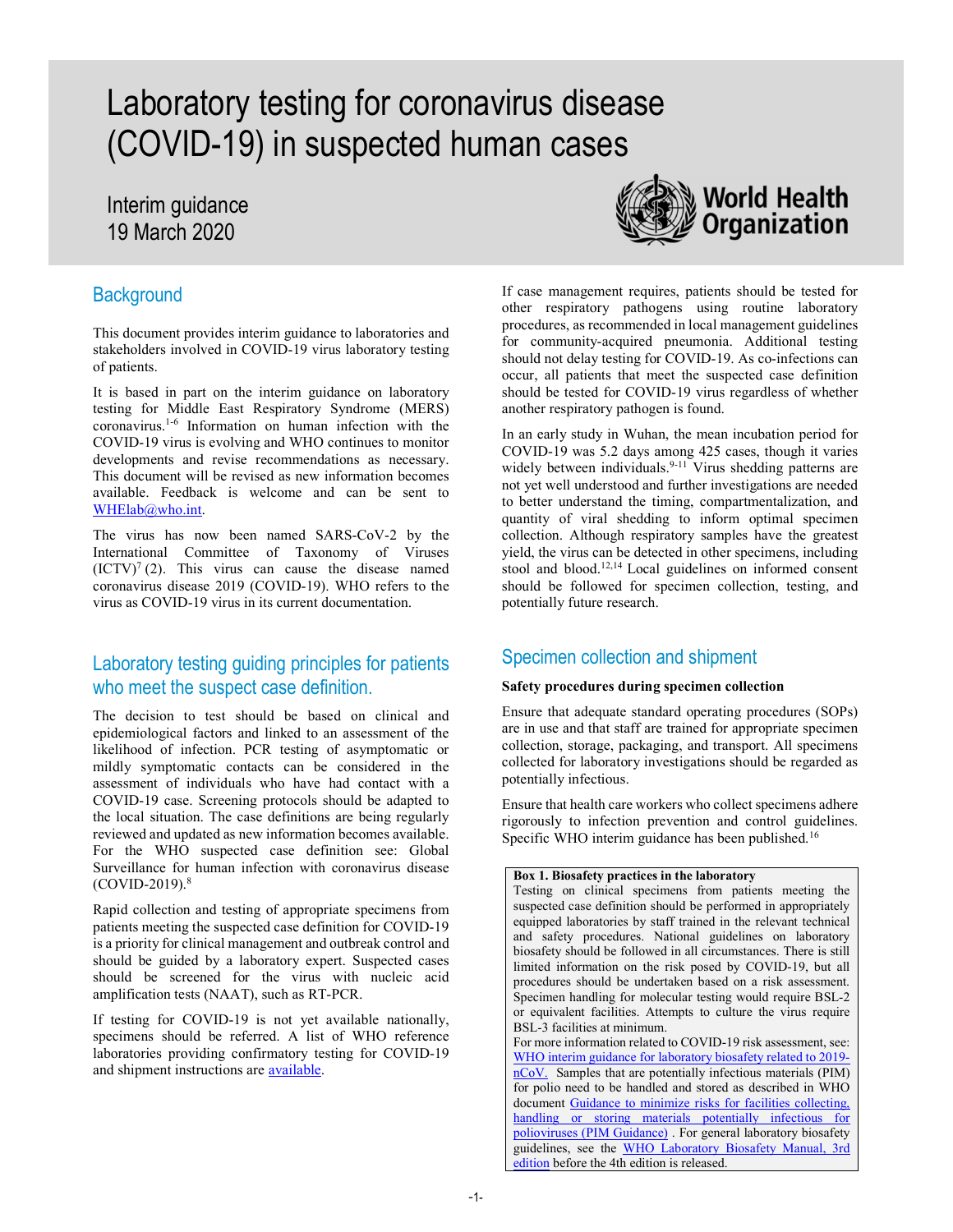# Laboratory testing for coronavirus disease (COVID-19) in suspected human cases

Interim guidance
19 March 2020

World Health Organization

## Background

This document provides interim guidance to laboratories and stakeholders involved in COVID-19 virus laboratory testing of patients.

It is based in part on the interim guidance on laboratory testing for Middle East Respiratory Syndrome (MERS) coronavirus.[1-6] Information on human infection with the COVID-19 virus is evolving and WHO continues to monitor developments and revise recommendations as necessary. This document will be revised as new information becomes available. Feedback is welcome and can be sent to WHElab@who.int.

The virus has now been named SARS-CoV-2 by the International Committee of Taxonomy of Viruses (ICTV)[7] (2). This virus can cause the disease named coronavirus disease 2019 (COVID-19). WHO refers to the virus as COVID-19 virus in its current documentation.

## Laboratory testing guiding principles for patients who meet the suspect case definition.

The decision to test should be based on clinical and epidemiological factors and linked to an assessment of the likelihood of infection. PCR testing of asymptomatic or mildly symptomatic contacts can be considered in the assessment of individuals who have had contact with a COVID-19 case. Screening protocols should be adapted to the local situation. The case definitions are being regularly reviewed and updated as new information becomes available. For the WHO suspected case definition see: Global Surveillance for human infection with coronavirus disease (COVID-2019).[8]

Rapid collection and testing of appropriate specimens from patients meeting the suspected case definition for COVID-19 is a priority for clinical management and outbreak control and should be guided by a laboratory expert. Suspected cases should be screened for the virus with nucleic acid amplification tests (NAAT), such as RT-PCR.

If testing for COVID-19 is not yet available nationally, specimens should be referred. A list of WHO reference laboratories providing confirmatory testing for COVID-19 and shipment instructions are available.

If case management requires, patients should be tested for other respiratory pathogens using routine laboratory procedures, as recommended in local management guidelines for community-acquired pneumonia. Additional testing should not delay testing for COVID-19. As co-infections can occur, all patients that meet the suspected case definition should be tested for COVID-19 virus regardless of whether another respiratory pathogen is found.

In an early study in Wuhan, the mean incubation period for COVID-19 was 5.2 days among 425 cases, though it varies widely between individuals.[9-11] Virus shedding patterns are not yet well understood and further investigations are needed to better understand the timing, compartmentalization, and quantity of viral shedding to inform optimal specimen collection. Although respiratory samples have the greatest yield, the virus can be detected in other specimens, including stool and blood.[12,14] Local guidelines on informed consent should be followed for specimen collection, testing, and potentially future research.

## Specimen collection and shipment

**Safety procedures during specimen collection**

Ensure that adequate standard operating procedures (SOPs) are in use and that staff are trained for appropriate specimen collection, storage, packaging, and transport. All specimens collected for laboratory investigations should be regarded as potentially infectious.

Ensure that health care workers who collect specimens adhere rigorously to infection prevention and control guidelines. Specific WHO interim guidance has been published.[16]

**Box 1. Biosafety practices in the laboratory**

Testing on clinical specimens from patients meeting the suspected case definition should be performed in appropriately equipped laboratories by staff trained in the relevant technical and safety procedures. National guidelines on laboratory biosafety should be followed in all circumstances. There is still limited information on the risk posed by COVID-19, but all procedures should be undertaken based on a risk assessment. Specimen handling for molecular testing would require BSL-2 or equivalent facilities. Attempts to culture the virus require BSL-3 facilities at minimum.

For more information related to COVID-19 risk assessment, see: WHO interim guidance for laboratory biosafety related to 2019-nCoV. Samples that are potentially infectious materials (PIM) for polio need to be handled and stored as described in WHO document Guidance to minimize risks for facilities collecting, handling or storing materials potentially infectious for polioviruses (PIM Guidance) . For general laboratory biosafety guidelines, see the WHO Laboratory Biosafety Manual, 3rd edition before the 4th edition is released.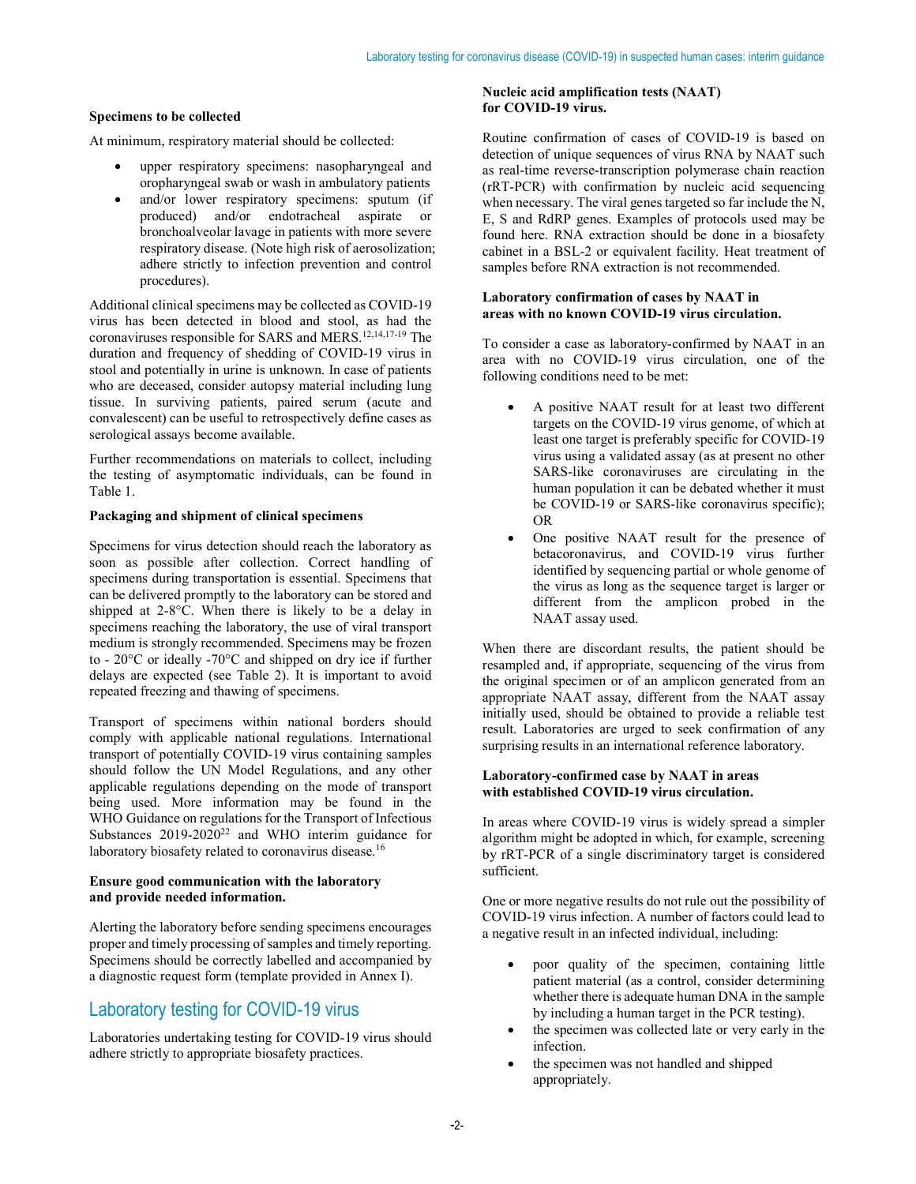**Specimens to be collected**

At minimum, respiratory material should be collected:

- upper respiratory specimens: nasopharyngeal and oropharyngeal swab or wash in ambulatory patients
- and/or lower respiratory specimens: sputum (if produced) and/or endotracheal aspirate or bronchoalveolar lavage in patients with more severe respiratory disease. (Note high risk of aerosolization; adhere strictly to infection prevention and control procedures).

Additional clinical specimens may be collected as COVID-19 virus has been detected in blood and stool, as had the coronaviruses responsible for SARS and MERS.[12,14,17-19] The duration and frequency of shedding of COVID-19 virus in stool and potentially in urine is unknown. In case of patients who are deceased, consider autopsy material including lung tissue. In surviving patients, paired serum (acute and convalescent) can be useful to retrospectively define cases as serological assays become available.

Further recommendations on materials to collect, including the testing of asymptomatic individuals, can be found in Table 1.

**Packaging and shipment of clinical specimens**

Specimens for virus detection should reach the laboratory as soon as possible after collection. Correct handling of specimens during transportation is essential. Specimens that can be delivered promptly to the laboratory can be stored and shipped at 2-8°C. When there is likely to be a delay in specimens reaching the laboratory, the use of viral transport medium is strongly recommended. Specimens may be frozen to - 20°C or ideally -70°C and shipped on dry ice if further delays are expected (see Table 2). It is important to avoid repeated freezing and thawing of specimens.

Transport of specimens within national borders should comply with applicable national regulations. International transport of potentially COVID-19 virus containing samples should follow the UN Model Regulations, and any other applicable regulations depending on the mode of transport being used. More information may be found in the WHO Guidance on regulations for the Transport of Infectious Substances 2019-2020[22] and WHO interim guidance for laboratory biosafety related to coronavirus disease.[16]

**Ensure good communication with the laboratory and provide needed information.**

Alerting the laboratory before sending specimens encourages proper and timely processing of samples and timely reporting. Specimens should be correctly labelled and accompanied by a diagnostic request form (template provided in Annex I).

## Laboratory testing for COVID-19 virus

Laboratories undertaking testing for COVID-19 virus should adhere strictly to appropriate biosafety practices.

**Nucleic acid amplification tests (NAAT) for COVID-19 virus.**

Routine confirmation of cases of COVID-19 is based on detection of unique sequences of virus RNA by NAAT such as real-time reverse-transcription polymerase chain reaction (rRT-PCR) with confirmation by nucleic acid sequencing when necessary. The viral genes targeted so far include the N, E, S and RdRP genes. Examples of protocols used may be found here. RNA extraction should be done in a biosafety cabinet in a BSL-2 or equivalent facility. Heat treatment of samples before RNA extraction is not recommended.

**Laboratory confirmation of cases by NAAT in areas with no known COVID-19 virus circulation.**

To consider a case as laboratory-confirmed by NAAT in an area with no COVID-19 virus circulation, one of the following conditions need to be met:

- A positive NAAT result for at least two different targets on the COVID-19 virus genome, of which at least one target is preferably specific for COVID-19 virus using a validated assay (as at present no other SARS-like coronaviruses are circulating in the human population it can be debated whether it must be COVID-19 or SARS-like coronavirus specific); OR
- One positive NAAT result for the presence of betacoronavirus, and COVID-19 virus further identified by sequencing partial or whole genome of the virus as long as the sequence target is larger or different from the amplicon probed in the NAAT assay used.

When there are discordant results, the patient should be resampled and, if appropriate, sequencing of the virus from the original specimen or of an amplicon generated from an appropriate NAAT assay, different from the NAAT assay initially used, should be obtained to provide a reliable test result. Laboratories are urged to seek confirmation of any surprising results in an international reference laboratory.

**Laboratory-confirmed case by NAAT in areas with established COVID-19 virus circulation.**

In areas where COVID-19 virus is widely spread a simpler algorithm might be adopted in which, for example, screening by rRT-PCR of a single discriminatory target is considered sufficient.

One or more negative results do not rule out the possibility of COVID-19 virus infection. A number of factors could lead to a negative result in an infected individual, including:

- poor quality of the specimen, containing little patient material (as a control, consider determining whether there is adequate human DNA in the sample by including a human target in the PCR testing).
- the specimen was collected late or very early in the infection.
- the specimen was not handled and shipped appropriately.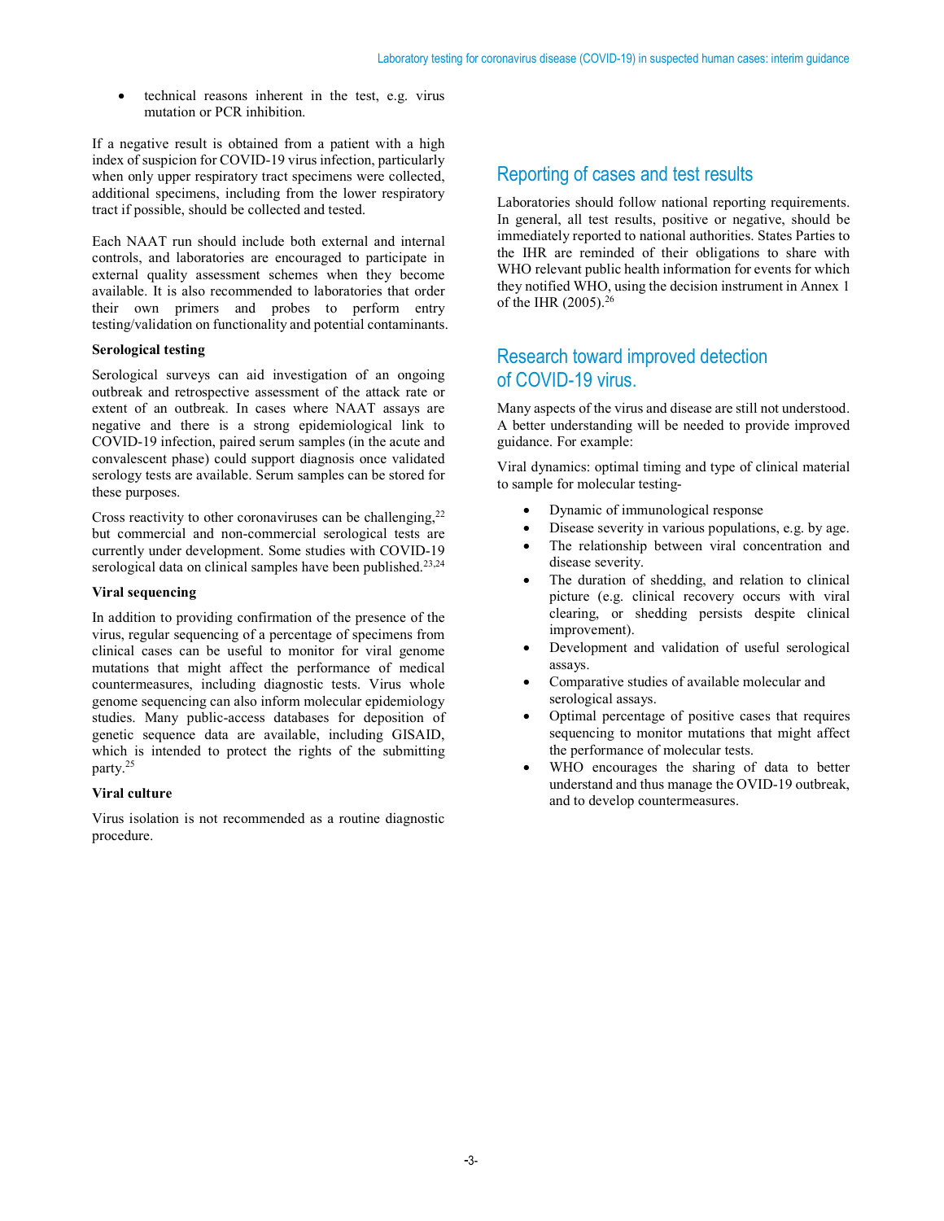- technical reasons inherent in the test, e.g. virus mutation or PCR inhibition.

If a negative result is obtained from a patient with a high index of suspicion for COVID-19 virus infection, particularly when only upper respiratory tract specimens were collected, additional specimens, including from the lower respiratory tract if possible, should be collected and tested.

Each NAAT run should include both external and internal controls, and laboratories are encouraged to participate in external quality assessment schemes when they become available. It is also recommended to laboratories that order their own primers and probes to perform entry testing/validation on functionality and potential contaminants.

**Serological testing**

Serological surveys can aid investigation of an ongoing outbreak and retrospective assessment of the attack rate or extent of an outbreak. In cases where NAAT assays are negative and there is a strong epidemiological link to COVID-19 infection, paired serum samples (in the acute and convalescent phase) could support diagnosis once validated serology tests are available. Serum samples can be stored for these purposes.

Cross reactivity to other coronaviruses can be challenging,[22] but commercial and non-commercial serological tests are currently under development. Some studies with COVID-19 serological data on clinical samples have been published.[23,24]

**Viral sequencing**

In addition to providing confirmation of the presence of the virus, regular sequencing of a percentage of specimens from clinical cases can be useful to monitor for viral genome mutations that might affect the performance of medical countermeasures, including diagnostic tests. Virus whole genome sequencing can also inform molecular epidemiology studies. Many public-access databases for deposition of genetic sequence data are available, including GISAID, which is intended to protect the rights of the submitting party.[25]

**Viral culture**

Virus isolation is not recommended as a routine diagnostic procedure.

## Reporting of cases and test results

Laboratories should follow national reporting requirements. In general, all test results, positive or negative, should be immediately reported to national authorities. States Parties to the IHR are reminded of their obligations to share with WHO relevant public health information for events for which they notified WHO, using the decision instrument in Annex 1 of the IHR (2005).[26]

## Research toward improved detection of COVID-19 virus.

Many aspects of the virus and disease are still not understood. A better understanding will be needed to provide improved guidance. For example:

Viral dynamics: optimal timing and type of clinical material to sample for molecular testing-

- Dynamic of immunological response
- Disease severity in various populations, e.g. by age.
- The relationship between viral concentration and disease severity.
- The duration of shedding, and relation to clinical picture (e.g. clinical recovery occurs with viral clearing, or shedding persists despite clinical improvement).
- Development and validation of useful serological assays.
- Comparative studies of available molecular and serological assays.
- Optimal percentage of positive cases that requires sequencing to monitor mutations that might affect the performance of molecular tests.
- WHO encourages the sharing of data to better understand and thus manage the OVID-19 outbreak, and to develop countermeasures.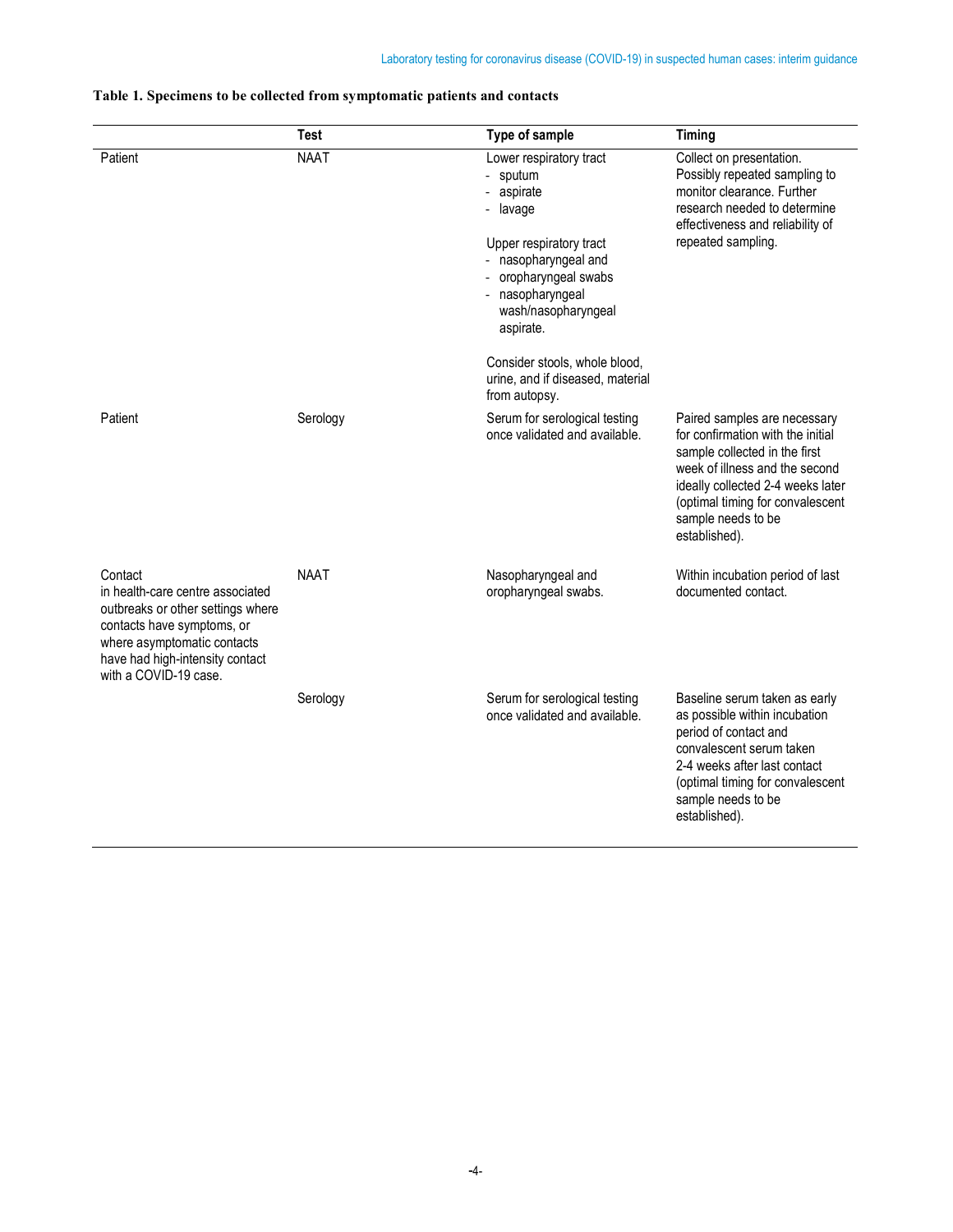**Table 1. Specimens to be collected from symptomatic patients and contacts**

| | Test | Type of sample | Timing |
|---|---|---|---|
| Patient | NAAT | Lower respiratory tract<br>- sputum<br>- aspirate<br>- lavage<br><br>Upper respiratory tract<br>- nasopharyngeal and<br>- oropharyngeal swabs<br>- nasopharyngeal wash/nasopharyngeal aspirate.<br><br>Consider stools, whole blood, urine, and if diseased, material from autopsy. | Collect on presentation. Possibly repeated sampling to monitor clearance. Further research needed to determine effectiveness and reliability of repeated sampling. |
| Patient | Serology | Serum for serological testing once validated and available. | Paired samples are necessary for confirmation with the initial sample collected in the first week of illness and the second ideally collected 2-4 weeks later (optimal timing for convalescent sample needs to be established). |
| Contact<br>in health-care centre associated outbreaks or other settings where contacts have symptoms, or where asymptomatic contacts have had high-intensity contact with a COVID-19 case. | NAAT | Nasopharyngeal and oropharyngeal swabs. | Within incubation period of last documented contact. |
| | Serology | Serum for serological testing once validated and available. | Baseline serum taken as early as possible within incubation period of contact and convalescent serum taken 2-4 weeks after last contact (optimal timing for convalescent sample needs to be established). |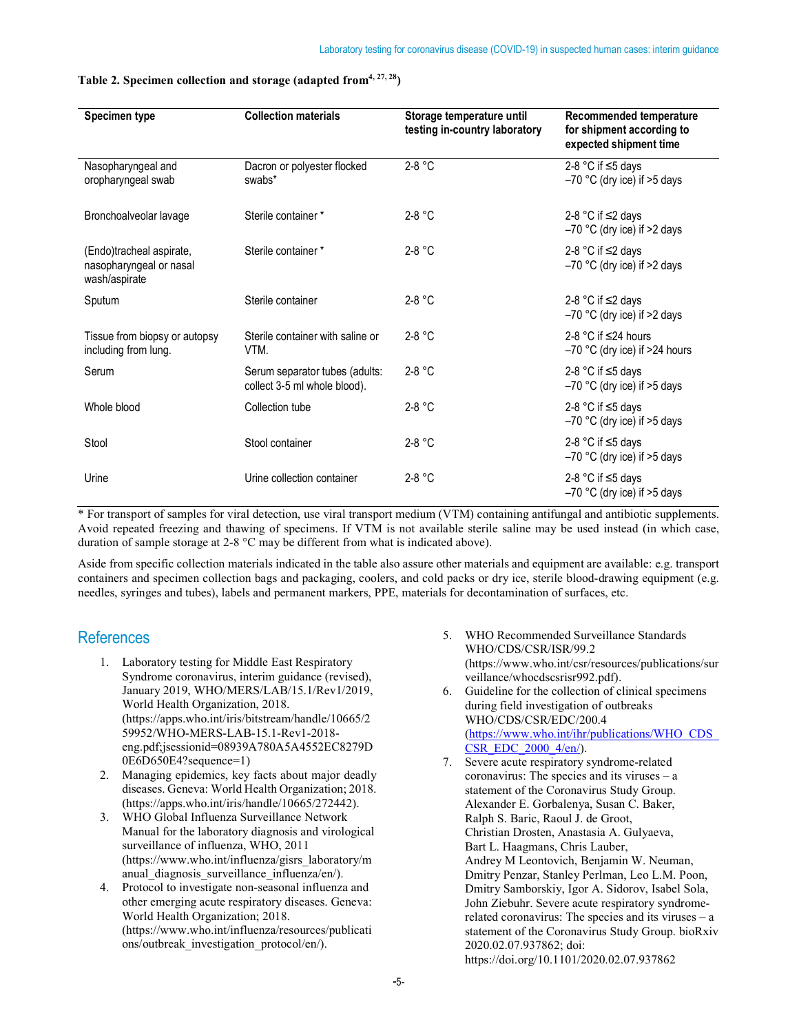**Table 2. Specimen collection and storage (adapted from[4, 27, 28])**

| Specimen type | Collection materials | Storage temperature until testing in-country laboratory | Recommended temperature for shipment according to expected shipment time |
|---|---|---|---|
| Nasopharyngeal and oropharyngeal swab | Dacron or polyester flocked swabs* | 2-8 °C | 2-8 °C if ≤5 days<br>–70 °C (dry ice) if >5 days |
| Bronchoalveolar lavage | Sterile container * | 2-8 °C | 2-8 °C if ≤2 days<br>–70 °C (dry ice) if >2 days |
| (Endo)tracheal aspirate, nasopharyngeal or nasal wash/aspirate | Sterile container * | 2-8 °C | 2-8 °C if ≤2 days<br>–70 °C (dry ice) if >2 days |
| Sputum | Sterile container | 2-8 °C | 2-8 °C if ≤2 days<br>–70 °C (dry ice) if >2 days |
| Tissue from biopsy or autopsy including from lung. | Sterile container with saline or VTM. | 2-8 °C | 2-8 °C if ≤24 hours<br>–70 °C (dry ice) if >24 hours |
| Serum | Serum separator tubes (adults: collect 3-5 ml whole blood). | 2-8 °C | 2-8 °C if ≤5 days<br>–70 °C (dry ice) if >5 days |
| Whole blood | Collection tube | 2-8 °C | 2-8 °C if ≤5 days<br>–70 °C (dry ice) if >5 days |
| Stool | Stool container | 2-8 °C | 2-8 °C if ≤5 days<br>–70 °C (dry ice) if >5 days |
| Urine | Urine collection container | 2-8 °C | 2-8 °C if ≤5 days<br>–70 °C (dry ice) if >5 days |

* For transport of samples for viral detection, use viral transport medium (VTM) containing antifungal and antibiotic supplements. Avoid repeated freezing and thawing of specimens. If VTM is not available sterile saline may be used instead (in which case, duration of sample storage at 2-8 °C may be different from what is indicated above).

Aside from specific collection materials indicated in the table also assure other materials and equipment are available: e.g. transport containers and specimen collection bags and packaging, coolers, and cold packs or dry ice, sterile blood-drawing equipment (e.g. needles, syringes and tubes), labels and permanent markers, PPE, materials for decontamination of surfaces, etc.

## References

1. Laboratory testing for Middle East Respiratory Syndrome coronavirus, interim guidance (revised), January 2019, WHO/MERS/LAB/15.1/Rev1/2019, World Health Organization, 2018. (https://apps.who.int/iris/bitstream/handle/10665/259952/WHO-MERS-LAB-15.1-Rev1-2018-eng.pdf;jsessionid=08939A780A5A4552EC8279D0E6D650E4?sequence=1)
2. Managing epidemics, key facts about major deadly diseases. Geneva: World Health Organization; 2018. (https://apps.who.int/iris/handle/10665/272442).
3. WHO Global Influenza Surveillance Network Manual for the laboratory diagnosis and virological surveillance of influenza, WHO, 2011 (https://www.who.int/influenza/gisrs_laboratory/manual_diagnosis_surveillance_influenza/en/).
4. Protocol to investigate non-seasonal influenza and other emerging acute respiratory diseases. Geneva: World Health Organization; 2018. (https://www.who.int/influenza/resources/publications/outbreak_investigation_protocol/en/).
5. WHO Recommended Surveillance Standards WHO/CDS/CSR/ISR/99.2 (https://www.who.int/csr/resources/publications/surveillance/whocdscsrisr992.pdf).
6. Guideline for the collection of clinical specimens during field investigation of outbreaks WHO/CDS/CSR/EDC/200.4 (https://www.who.int/ihr/publications/WHO_CDS_CSR_EDC_2000_4/en/).
7. Severe acute respiratory syndrome-related coronavirus: The species and its viruses – a statement of the Coronavirus Study Group. Alexander E. Gorbalenya, Susan C. Baker, Ralph S. Baric, Raoul J. de Groot, Christian Drosten, Anastasia A. Gulyaeva, Bart L. Haagmans, Chris Lauber, Andrey M Leontovich, Benjamin W. Neuman, Dmitry Penzar, Stanley Perlman, Leo L.M. Poon, Dmitry Samborskiy, Igor A. Sidorov, Isabel Sola, John Ziebuhr. Severe acute respiratory syndrome-related coronavirus: The species and its viruses – a statement of the Coronavirus Study Group. bioRxiv 2020.02.07.937862; doi: https://doi.org/10.1101/2020.02.07.937862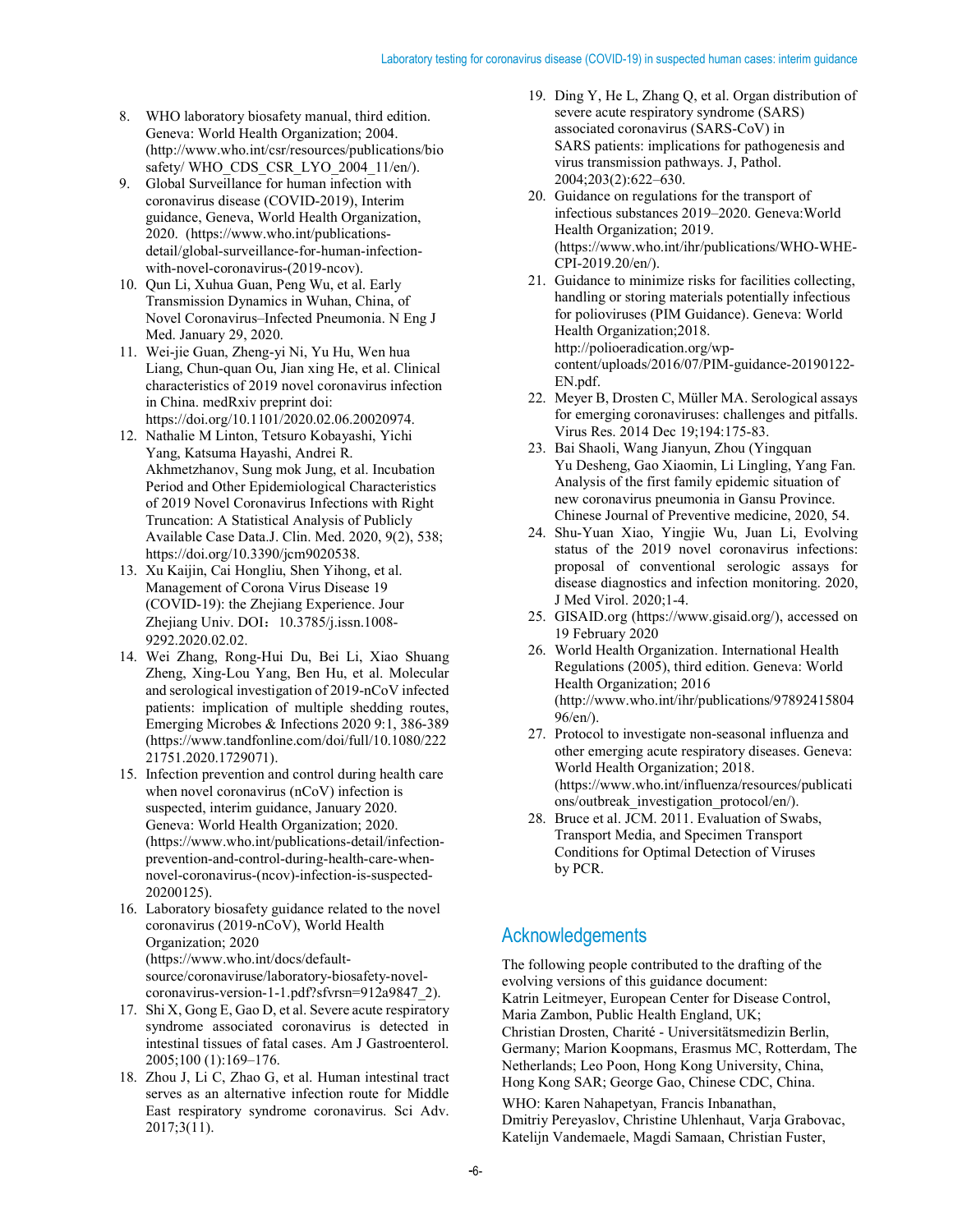8. WHO laboratory biosafety manual, third edition. Geneva: World Health Organization; 2004. (http://www.who.int/csr/resources/publications/biosafety/ WHO_CDS_CSR_LYO_2004_11/en/).
9. Global Surveillance for human infection with coronavirus disease (COVID-2019), Interim guidance, Geneva, World Health Organization, 2020. (https://www.who.int/publications-detail/global-surveillance-for-human-infection-with-novel-coronavirus-(2019-ncov).
10. Qun Li, Xuhua Guan, Peng Wu, et al. Early Transmission Dynamics in Wuhan, China, of Novel Coronavirus–Infected Pneumonia. N Eng J Med. January 29, 2020.
11. Wei-jie Guan, Zheng-yi Ni, Yu Hu, Wen hua Liang, Chun-quan Ou, Jian xing He, et al. Clinical characteristics of 2019 novel coronavirus infection in China. medRxiv preprint doi: https://doi.org/10.1101/2020.02.06.20020974.
12. Nathalie M Linton, Tetsuro Kobayashi, Yichi Yang, Katsuma Hayashi, Andrei R. Akhmetzhanov, Sung mok Jung, et al. Incubation Period and Other Epidemiological Characteristics of 2019 Novel Coronavirus Infections with Right Truncation: A Statistical Analysis of Publicly Available Case Data.J. Clin. Med. 2020, 9(2), 538; https://doi.org/10.3390/jcm9020538.
13. Xu Kaijin, Cai Hongliu, Shen Yihong, et al. Management of Corona Virus Disease 19 (COVID-19): the Zhejiang Experience. Jour Zhejiang Univ. DOI：10.3785/j.issn.1008-9292.2020.02.02.
14. Wei Zhang, Rong-Hui Du, Bei Li, Xiao Shuang Zheng, Xing-Lou Yang, Ben Hu, et al. Molecular and serological investigation of 2019-nCoV infected patients: implication of multiple shedding routes, Emerging Microbes & Infections 2020 9:1, 386-389 (https://www.tandfonline.com/doi/full/10.1080/22221751.2020.1729071).
15. Infection prevention and control during health care when novel coronavirus (nCoV) infection is suspected, interim guidance, January 2020. Geneva: World Health Organization; 2020. (https://www.who.int/publications-detail/infection-prevention-and-control-during-health-care-when-novel-coronavirus-(ncov)-infection-is-suspected-20200125).
16. Laboratory biosafety guidance related to the novel coronavirus (2019-nCoV), World Health Organization; 2020 (https://www.who.int/docs/default-source/coronaviruse/laboratory-biosafety-novel-coronavirus-version-1-1.pdf?sfvrsn=912a9847_2).
17. Shi X, Gong E, Gao D, et al. Severe acute respiratory syndrome associated coronavirus is detected in intestinal tissues of fatal cases. Am J Gastroenterol. 2005;100 (1):169–176.
18. Zhou J, Li C, Zhao G, et al. Human intestinal tract serves as an alternative infection route for Middle East respiratory syndrome coronavirus. Sci Adv. 2017;3(11).
19. Ding Y, He L, Zhang Q, et al. Organ distribution of severe acute respiratory syndrome (SARS) associated coronavirus (SARS-CoV) in SARS patients: implications for pathogenesis and virus transmission pathways. J, Pathol. 2004;203(2):622–630.
20. Guidance on regulations for the transport of infectious substances 2019–2020. Geneva:World Health Organization; 2019. (https://www.who.int/ihr/publications/WHO-WHE-CPI-2019.20/en/).
21. Guidance to minimize risks for facilities collecting, handling or storing materials potentially infectious for polioviruses (PIM Guidance). Geneva: World Health Organization;2018. http://polioeradication.org/wp-content/uploads/2016/07/PIM-guidance-20190122-EN.pdf.
22. Meyer B, Drosten C, Müller MA. Serological assays for emerging coronaviruses: challenges and pitfalls. Virus Res. 2014 Dec 19;194:175-83.
23. Bai Shaoli, Wang Jianyun, Zhou (Yingquan Yu Desheng, Gao Xiaomin, Li Lingling, Yang Fan. Analysis of the first family epidemic situation of new coronavirus pneumonia in Gansu Province. Chinese Journal of Preventive medicine, 2020, 54.
24. Shu-Yuan Xiao, Yingjie Wu, Juan Li, Evolving status of the 2019 novel coronavirus infections: proposal of conventional serologic assays for disease diagnostics and infection monitoring. 2020, J Med Virol. 2020;1-4.
25. GISAID.org (https://www.gisaid.org/), accessed on 19 February 2020
26. World Health Organization. International Health Regulations (2005), third edition. Geneva: World Health Organization; 2016 (http://www.who.int/ihr/publications/9789241580496/en/).
27. Protocol to investigate non-seasonal influenza and other emerging acute respiratory diseases. Geneva: World Health Organization; 2018. (https://www.who.int/influenza/resources/publications/outbreak_investigation_protocol/en/).
28. Bruce et al. JCM. 2011. Evaluation of Swabs, Transport Media, and Specimen Transport Conditions for Optimal Detection of Viruses by PCR.

## Acknowledgements

The following people contributed to the drafting of the evolving versions of this guidance document:
Katrin Leitmeyer, European Center for Disease Control, Maria Zambon, Public Health England, UK;
Christian Drosten, Charité - Universitätsmedizin Berlin, Germany; Marion Koopmans, Erasmus MC, Rotterdam, The Netherlands; Leo Poon, Hong Kong University, China, Hong Kong SAR; George Gao, Chinese CDC, China.

WHO: Karen Nahapetyan, Francis Inbanathan, Dmitriy Pereyaslov, Christine Uhlenhaut, Varja Grabovac, Katelijn Vandemaele, Magdi Samaan, Christian Fuster,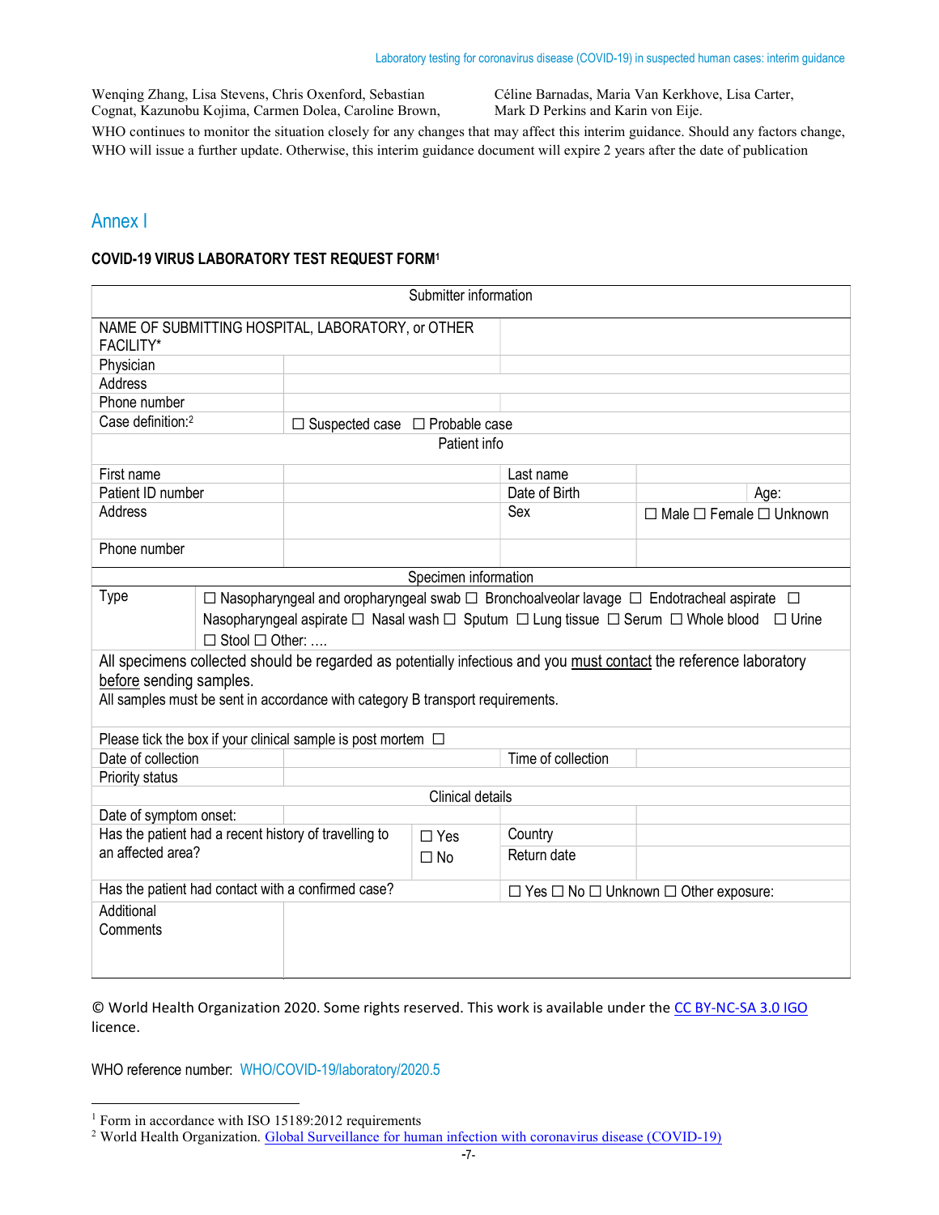Wenqing Zhang, Lisa Stevens, Chris Oxenford, Sebastian Cognat, Kazunobu Kojima, Carmen Dolea, Caroline Brown, Céline Barnadas, Maria Van Kerkhove, Lisa Carter, Mark D Perkins and Karin von Eije.

WHO continues to monitor the situation closely for any changes that may affect this interim guidance. Should any factors change, WHO will issue a further update. Otherwise, this interim guidance document will expire 2 years after the date of publication

## Annex I

**COVID-19 VIRUS LABORATORY TEST REQUEST FORM**[1]

| | | | | | |
|---|---|---|---|---|---|
| Submitter information | | | | | |
| NAME OF SUBMITTING HOSPITAL, LABORATORY, or OTHER FACILITY* | | | | | |
| Physician | | | | | |
| Address | | | | | |
| Phone number | | | | | |
| Case definition:[2] | ☐ Suspected case ☐ Probable case | | | | |
| Patient info | | | | | |
| First name | | Last name | | | |
| Patient ID number | | Date of Birth | | Age: | |
| Address | | Sex | ☐ Male ☐ Female ☐ Unknown | | |
| Phone number | | | | | |
| Specimen information | | | | | |
| Type | ☐ Nasopharyngeal and oropharyngeal swab ☐ Bronchoalveolar lavage ☐ Endotracheal aspirate ☐ Nasopharyngeal aspirate ☐ Nasal wash ☐ Sputum ☐ Lung tissue ☐ Serum ☐ Whole blood ☐ Urine ☐ Stool ☐ Other: …. | | | | |
| All specimens collected should be regarded as potentially infectious and you <u>must contact</u> the reference laboratory <u>before</u> sending samples. All samples must be sent in accordance with category B transport requirements. | | | | | |
| Please tick the box if your clinical sample is post mortem ☐ | | | | | |
| Date of collection | | Time of collection | | | |
| Priority status | | | | | |
| Clinical details | | | | | |
| Date of symptom onset: | | | | | |
| Has the patient had a recent history of travelling to an affected area? | ☐ Yes ☐ No | Country | | | |
| | | Return date | | | |
| Has the patient had contact with a confirmed case? | | ☐ Yes ☐ No ☐ Unknown ☐ Other exposure: | | | |
| Additional Comments | | | | | |

© World Health Organization 2020. Some rights reserved. This work is available under the CC BY-NC-SA 3.0 IGO licence.

WHO reference number: WHO/COVID-19/laboratory/2020.5

[1] Form in accordance with ISO 15189:2012 requirements

[2] World Health Organization. Global Surveillance for human infection with coronavirus disease (COVID-19)